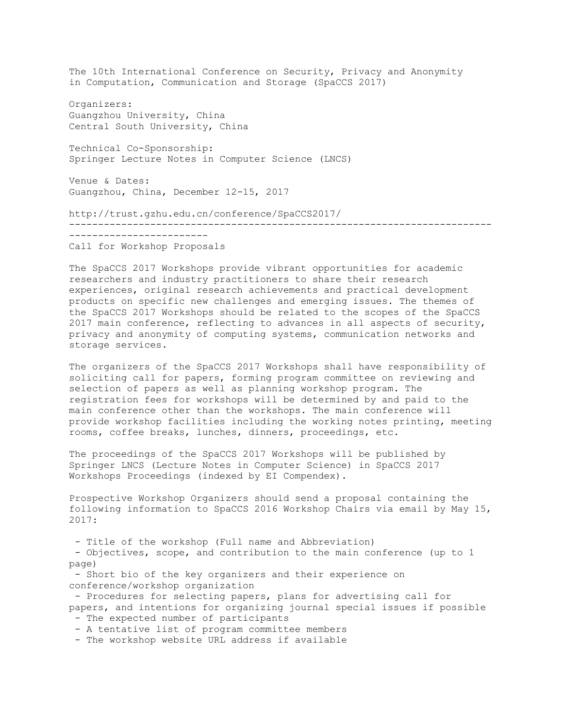The 10th International Conference on Security, Privacy and Anonymity in Computation, Communication and Storage (SpaCCS 2017)

Organizers:
Guangzhou University, China
Central South University, China

Technical Co-Sponsorship:
Springer Lecture Notes in Computer Science (LNCS)

Venue & Dates:
Guangzhou, China, December 12-15, 2017

http://trust.gzhu.edu.cn/conference/SpaCCS2017/

---

## Call for Workshop Proposals

The SpaCCS 2017 Workshops provide vibrant opportunities for academic researchers and industry practitioners to share their research experiences, original research achievements and practical development products on specific new challenges and emerging issues. The themes of the SpaCCS 2017 Workshops should be related to the scopes of the SpaCCS 2017 main conference, reflecting to advances in all aspects of security, privacy and anonymity of computing systems, communication networks and storage services.

The organizers of the SpaCCS 2017 Workshops shall have responsibility of soliciting call for papers, forming program committee on reviewing and selection of papers as well as planning workshop program. The registration fees for workshops will be determined by and paid to the main conference other than the workshops. The main conference will provide workshop facilities including the working notes printing, meeting rooms, coffee breaks, lunches, dinners, proceedings, etc.

The proceedings of the SpaCCS 2017 Workshops will be published by Springer LNCS (Lecture Notes in Computer Science) in SpaCCS 2017 Workshops Proceedings (indexed by EI Compendex).

Prospective Workshop Organizers should send a proposal containing the following information to SpaCCS 2016 Workshop Chairs via email by May 15, 2017:

- Title of the workshop (Full name and Abbreviation)
- Objectives, scope, and contribution to the main conference (up to 1 page)
- Short bio of the key organizers and their experience on conference/workshop organization
- Procedures for selecting papers, plans for advertising call for papers, and intentions for organizing journal special issues if possible
- The expected number of participants
- A tentative list of program committee members
- The workshop website URL address if available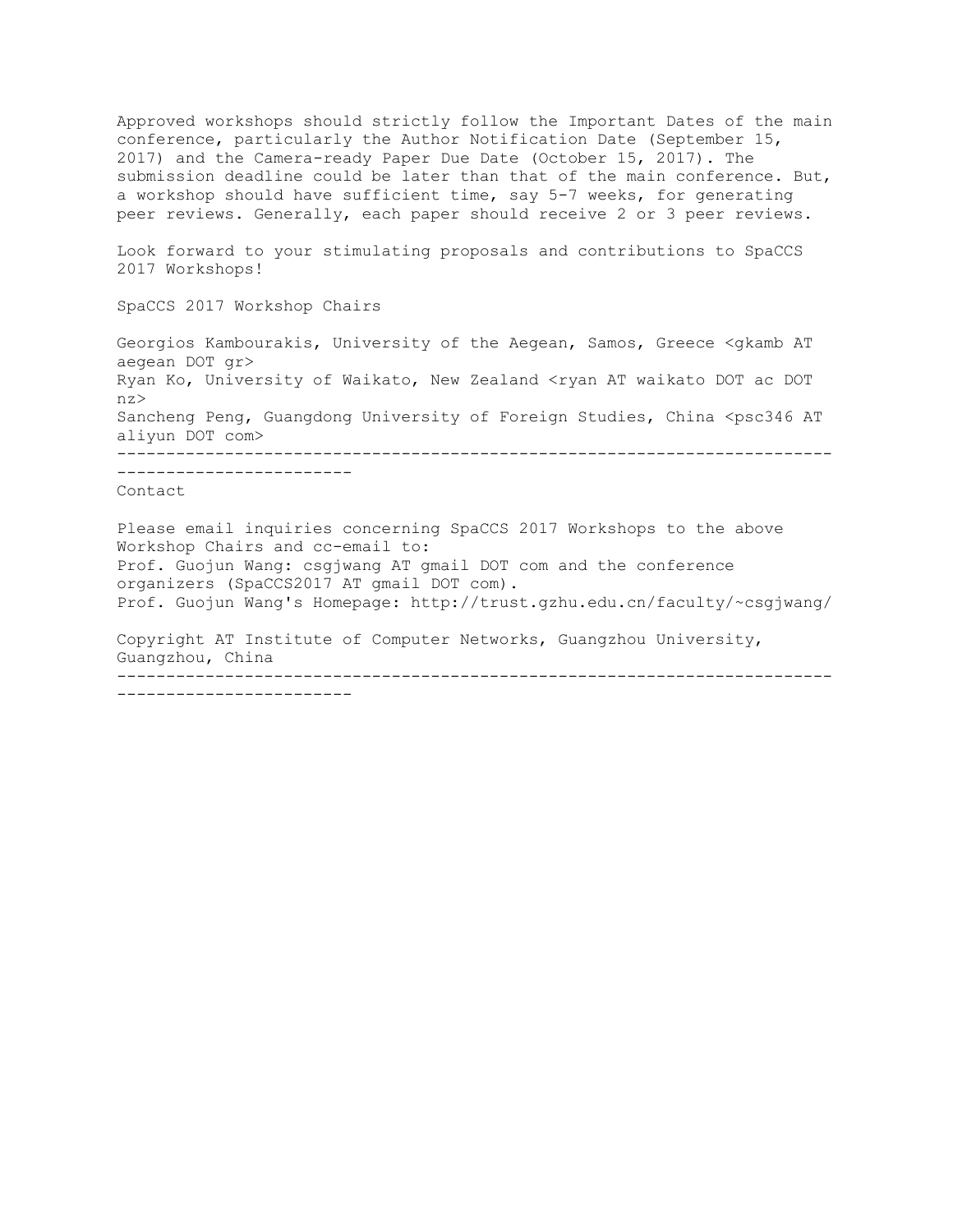Approved workshops should strictly follow the Important Dates of the main conference, particularly the Author Notification Date (September 15, 2017) and the Camera-ready Paper Due Date (October 15, 2017). The submission deadline could be later than that of the main conference. But, a workshop should have sufficient time, say 5-7 weeks, for generating peer reviews. Generally, each paper should receive 2 or 3 peer reviews.

Look forward to your stimulating proposals and contributions to SpaCCS 2017 Workshops!

SpaCCS 2017 Workshop Chairs

Georgios Kambourakis, University of the Aegean, Samos, Greece <gkamb AT aegean DOT gr>
Ryan Ko, University of Waikato, New Zealand <ryan AT waikato DOT ac DOT nz>
Sancheng Peng, Guangdong University of Foreign Studies, China <psc346 AT aliyun DOT com>

---

Contact

Please email inquiries concerning SpaCCS 2017 Workshops to the above Workshop Chairs and cc-email to:
Prof. Guojun Wang: csgjwang AT gmail DOT com and the conference organizers (SpaCCS2017 AT gmail DOT com).
Prof. Guojun Wang's Homepage: http://trust.gzhu.edu.cn/faculty/~csgjwang/

Copyright AT Institute of Computer Networks, Guangzhou University, Guangzhou, China

---